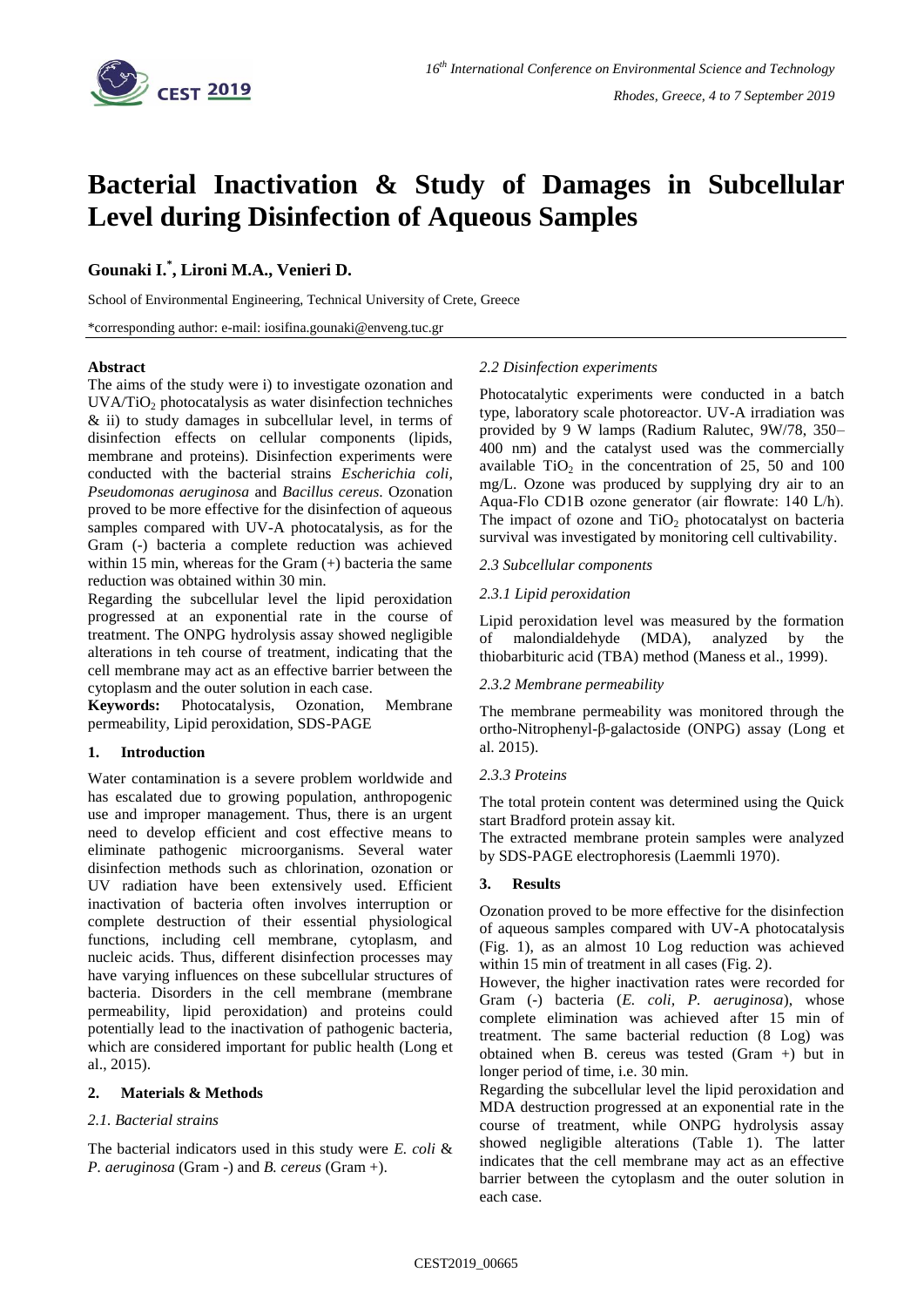# Bacterial Inactivation & Study of Damages in Subcellular Level during Disinfection of Aqueous Samples

**Gounaki I.*, Lironi M.A., Venieri D.**

School of Environmental Engineering, Technical University of Crete, Greece

*corresponding author: e-mail: iosifina.gounaki@enveng.tuc.gr

#### Abstract

The aims of the study were i) to investigate ozonation and UVA/$TiO_2$ photocatalysis as water disinfection techniches & ii) to study damages in subcellular level, in terms of disinfection effects on cellular components (lipids, membrane and proteins). Disinfection experiments were conducted with the bacterial strains *Escherichia coli*, *Pseudomonas aeruginosa* and *Bacillus cereus*. Ozonation proved to be more effective for the disinfection of aqueous samples compared with UV-A photocatalysis, as for the Gram (-) bacteria a complete reduction was achieved within 15 min, whereas for the Gram (+) bacteria the same reduction was obtained within 30 min.

Regarding the subcellular level the lipid peroxidation progressed at an exponential rate in the course of treatment. The ONPG hydrolysis assay showed negligible alterations in teh course of treatment, indicating that the cell membrane may act as an effective barrier between the cytoplasm and the outer solution in each case.

**Keywords:** Photocatalysis, Ozonation, Membrane permeability, Lipid peroxidation, SDS-PAGE

## 1. Introduction

Water contamination is a severe problem worldwide and has escalated due to growing population, anthropogenic use and improper management. Thus, there is an urgent need to develop efficient and cost effective means to eliminate pathogenic microorganisms. Several water disinfection methods such as chlorination, ozonation or UV radiation have been extensively used. Efficient inactivation of bacteria often involves interruption or complete destruction of their essential physiological functions, including cell membrane, cytoplasm, and nucleic acids. Thus, different disinfection processes may have varying influences on these subcellular structures of bacteria. Disorders in the cell membrane (membrane permeability, lipid peroxidation) and proteins could potentially lead to the inactivation of pathogenic bacteria, which are considered important for public health (Long et al., 2015).

## 2. Materials & Methods

### *2.1. Bacterial strains*

The bacterial indicators used in this study were *E. coli* & *P. aeruginosa* (Gram -) and *B. cereus* (Gram +).

### *2.2 Disinfection experiments*

Photocatalytic experiments were conducted in a batch type, laboratory scale photoreactor. UV-A irradiation was provided by 9 W lamps (Radium Ralutec, 9W/78, 350–400 nm) and the catalyst used was the commercially available $TiO_2$ in the concentration of 25, 50 and 100 mg/L. Ozone was produced by supplying dry air to an Aqua-Flo CD1B ozone generator (air flowrate: 140 L/h). The impact of ozone and $TiO_2$ photocatalyst on bacteria survival was investigated by monitoring cell cultivability.

### *2.3 Subcellular components*

#### *2.3.1 Lipid peroxidation*

Lipid peroxidation level was measured by the formation of malondialdehyde (MDA), analyzed by the thiobarbituric acid (TBA) method (Maness et al., 1999).

#### *2.3.2 Membrane permeability*

The membrane permeability was monitored through the ortho-Nitrophenyl-β-galactoside (ONPG) assay (Long et al. 2015).

#### *2.3.3 Proteins*

The total protein content was determined using the Quick start Bradford protein assay kit.

The extracted membrane protein samples were analyzed by SDS-PAGE electrophoresis (Laemmli 1970).

## 3. Results

Ozonation proved to be more effective for the disinfection of aqueous samples compared with UV-A photocatalysis (Fig. 1), as an almost 10 Log reduction was achieved within 15 min of treatment in all cases (Fig. 2).

However, the higher inactivation rates were recorded for Gram (-) bacteria (*E. coli, P. aeruginosa*), whose complete elimination was achieved after 15 min of treatment. The same bacterial reduction (8 Log) was obtained when B. cereus was tested (Gram +) but in longer period of time, i.e. 30 min.

Regarding the subcellular level the lipid peroxidation and MDA destruction progressed at an exponential rate in the course of treatment, while ONPG hydrolysis assay showed negligible alterations (Table 1). The latter indicates that the cell membrane may act as an effective barrier between the cytoplasm and the outer solution in each case.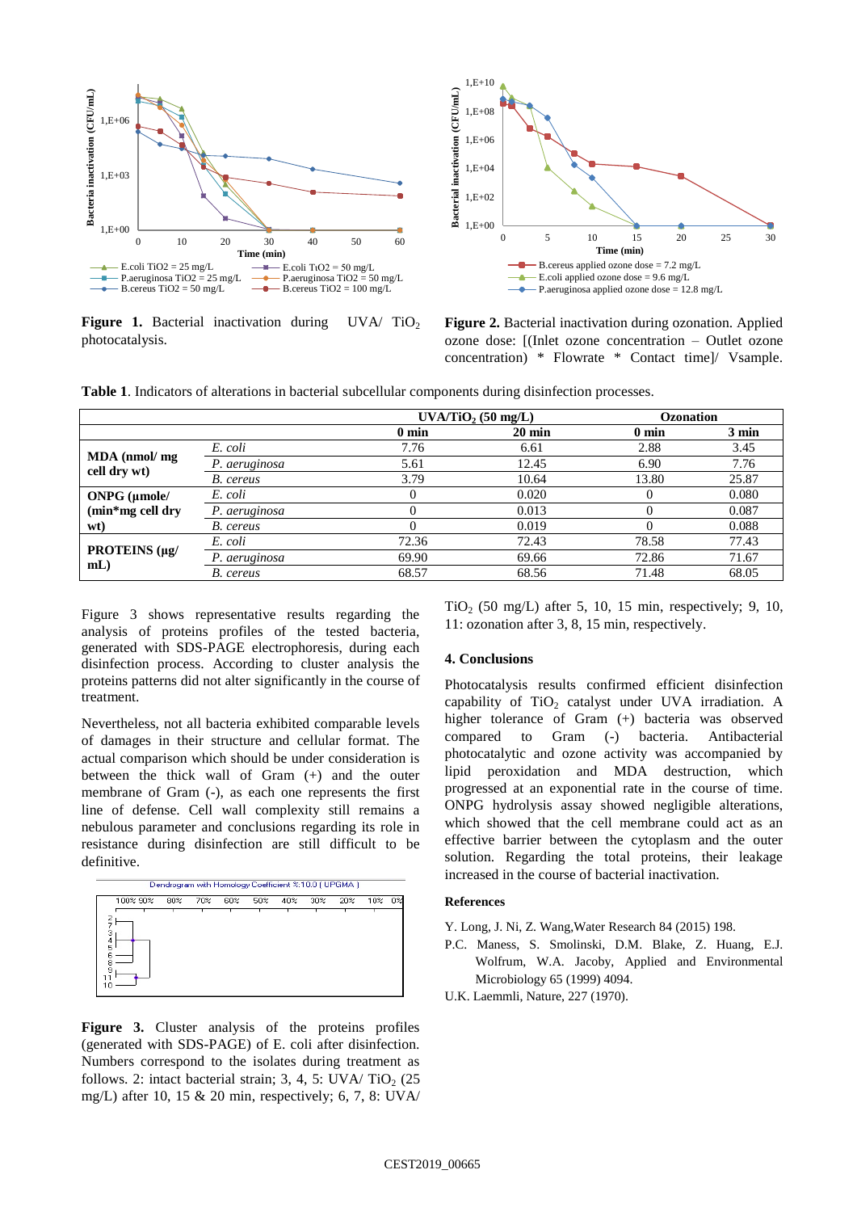Bacteria inactivation (CFU/mL)

1,E+06

1,E+03

1,E+00

0 10 20 30 40 50 60

Time (min)

E.coli TiO2 = 25 mg/L
E.coli TiO2 = 50 mg/L
P.aeruginosa TiO2 = 25 mg/L
P.aeruginosa TiO2 = 50 mg/L
B.cereus TiO2 = 50 mg/L
B.cereus TiO2 = 100 mg/L

**Figure 1.** Bacterial inactivation during UVA/ $TiO_2$ photocatalysis.

Bacterial inactivation (CFU/mL)

1,E+10

1,E+08

1,E+06

1,E+04

1,E+02

1,E+00

0 5 10 15 20 25 30

Time (min)

B.cereus applied ozone dose = 7.2 mg/L
E.coli applied ozone dose = 9.6 mg/L
P.aeruginosa applied ozone dose = 12.8 mg/L

**Figure 2.** Bacterial inactivation during ozonation. Applied ozone dose: [(Inlet ozone concentration – Outlet ozone concentration) * Flowrate * Contact time]/ Vsample.

**Table 1**. Indicators of alterations in bacterial subcellular components during disinfection processes.

| | | UVA/$TiO_2$ (50 mg/L) | | Ozonation | |
|---|---|---|---|---|---|
| | | **0 min** | **20 min** | **0 min** | **3 min** |
| **MDA (nmol/ mg cell dry wt)** | *E. coli* | 7.76 | 6.61 | 2.88 | 3.45 |
| | *P. aeruginosa* | 5.61 | 12.45 | 6.90 | 7.76 |
| | *B. cereus* | 3.79 | 10.64 | 13.80 | 25.87 |
| **ONPG (μmole/ (min*mg cell dry wt)** | *E. coli* | 0 | 0.020 | 0 | 0.080 |
| | *P. aeruginosa* | 0 | 0.013 | 0 | 0.087 |
| | *B. cereus* | 0 | 0.019 | 0 | 0.088 |
| **PROTEINS (μg/ mL)** | *E. coli* | 72.36 | 72.43 | 78.58 | 77.43 |
| | *P. aeruginosa* | 69.90 | 69.66 | 72.86 | 71.67 |
| | *B. cereus* | 68.57 | 68.56 | 71.48 | 68.05 |

Figure 3 shows representative results regarding the analysis of proteins profiles of the tested bacteria, generated with SDS-PAGE electrophoresis, during each disinfection process. According to cluster analysis the proteins patterns did not alter significantly in the course of treatment.

Nevertheless, not all bacteria exhibited comparable levels of damages in their structure and cellular format. The actual comparison which should be under consideration is between the thick wall of Gram (+) and the outer membrane of Gram (-), as each one represents the first line of defense. Cell wall complexity still remains a nebulous parameter and conclusions regarding its role in resistance during disinfection are still difficult to be definitive.

Dendrogram with Homology Coefficient %:10.0 ( UPGMA )

100% 90% 80% 70% 60% 50% 40% 30% 20% 10% 0%

2 7 3 4 5 6 8 9 11 10

**Figure 3.** Cluster analysis of the proteins profiles (generated with SDS-PAGE) of E. coli after disinfection. Numbers correspond to the isolates during treatment as follows. 2: intact bacterial strain; 3, 4, 5: UVA/ $TiO_2$ (25 mg/L) after 10, 15 & 20 min, respectively; 6, 7, 8: UVA/ $TiO_2$ (50 mg/L) after 5, 10, 15 min, respectively; 9, 10, 11: ozonation after 3, 8, 15 min, respectively.

## 4. Conclusions

Photocatalysis results confirmed efficient disinfection capability of $TiO_2$ catalyst under UVA irradiation. A higher tolerance of Gram (+) bacteria was observed compared to Gram (-) bacteria. Antibacterial photocatalytic and ozone activity was accompanied by lipid peroxidation and MDA destruction, which progressed at an exponential rate in the course of time. ONPG hydrolysis assay showed negligible alterations, which showed that the cell membrane could act as an effective barrier between the cytoplasm and the outer solution. Regarding the total proteins, their leakage increased in the course of bacterial inactivation.

## References

Y. Long, J. Ni, Z. Wang,Water Research 84 (2015) 198.

P.C. Maness, S. Smolinski, D.M. Blake, Z. Huang, E.J. Wolfrum, W.A. Jacoby, Applied and Environmental Microbiology 65 (1999) 4094.

U.K. Laemmli, Nature, 227 (1970).